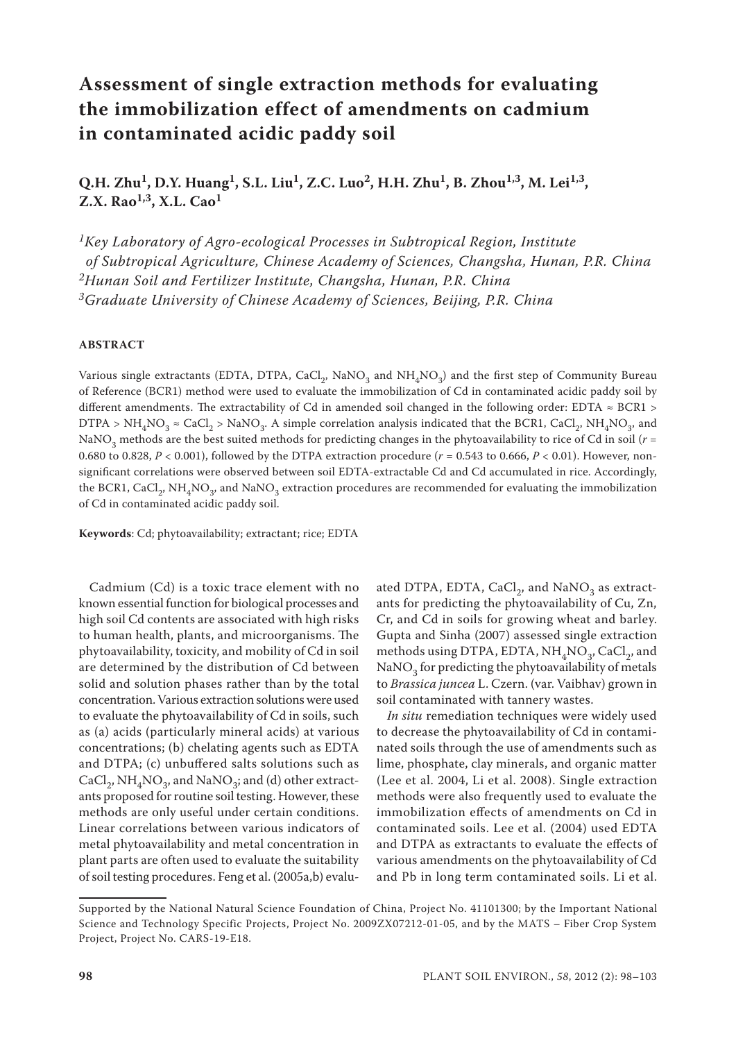# Assessment of single extraction methods for evaluating the immobilization effect of amendments on cadmium in contaminated acidic paddy soil

**Q.H. Zhu[1], D.Y. Huang[1], S.L. Liu[1], Z.C. Luo[2], H.H. Zhu[1], B. Zhou[1,3], M. Lei[1,3], Z.X. Rao[1,3], X.L. Cao[1]**

*[1]Key Laboratory of Agro-ecological Processes in Subtropical Region, Institute of Subtropical Agriculture, Chinese Academy of Sciences, Changsha, Hunan, P.R. China*
*[2]Hunan Soil and Fertilizer Institute, Changsha, Hunan, P.R. China*
*[3]Graduate University of Chinese Academy of Sciences, Beijing, P.R. China*

## ABSTRACT

Various single extractants (EDTA, DTPA, $CaCl_2$, $NaNO_3$ and $NH_4NO_3$) and the first step of Community Bureau of Reference (BCR1) method were used to evaluate the immobilization of Cd in contaminated acidic paddy soil by different amendments. The extractability of Cd in amended soil changed in the following order: EDTA ≈ BCR1 > DTPA > $NH_4NO_3$ ≈ $CaCl_2$ > $NaNO_3$. A simple correlation analysis indicated that the BCR1, $CaCl_2$, $NH_4NO_3$, and $NaNO_3$ methods are the best suited methods for predicting changes in the phytoavailability to rice of Cd in soil ($r$ = 0.680 to 0.828, $P < 0.001$), followed by the DTPA extraction procedure ($r$ = 0.543 to 0.666, $P < 0.01$). However, non-significant correlations were observed between soil EDTA-extractable Cd and Cd accumulated in rice. Accordingly, the BCR1, $CaCl_2$, $NH_4NO_3$, and $NaNO_3$ extraction procedures are recommended for evaluating the immobilization of Cd in contaminated acidic paddy soil.

**Keywords**: Cd; phytoavailability; extractant; rice; EDTA

Cadmium (Cd) is a toxic trace element with no known essential function for biological processes and high soil Cd contents are associated with high risks to human health, plants, and microorganisms. The phytoavailability, toxicity, and mobility of Cd in soil are determined by the distribution of Cd between solid and solution phases rather than by the total concentration. Various extraction solutions were used to evaluate the phytoavailability of Cd in soils, such as (a) acids (particularly mineral acids) at various concentrations; (b) chelating agents such as EDTA and DTPA; (c) unbuffered salts solutions such as $CaCl_2$, $NH_4NO_3$, and $NaNO_3$; and (d) other extractants proposed for routine soil testing. However, these methods are only useful under certain conditions. Linear correlations between various indicators of metal phytoavailability and metal concentration in plant parts are often used to evaluate the suitability of soil testing procedures. Feng et al. (2005a,b) evaluated DTPA, EDTA, $CaCl_2$, and $NaNO_3$ as extractants for predicting the phytoavailability of Cu, Zn, Cr, and Cd in soils for growing wheat and barley. Gupta and Sinha (2007) assessed single extraction methods using DTPA, EDTA, $NH_4NO_3$, $CaCl_2$, and $NaNO_3$ for predicting the phytoavailability of metals to *Brassica juncea* L. Czern. (var. Vaibhav) grown in soil contaminated with tannery wastes.

*In situ* remediation techniques were widely used to decrease the phytoavailability of Cd in contaminated soils through the use of amendments such as lime, phosphate, clay minerals, and organic matter (Lee et al. 2004, Li et al. 2008). Single extraction methods were also frequently used to evaluate the immobilization effects of amendments on Cd in contaminated soils. Lee et al. (2004) used EDTA and DTPA as extractants to evaluate the effects of various amendments on the phytoavailability of Cd and Pb in long term contaminated soils. Li et al.

Supported by the National Natural Science Foundation of China, Project No. 41101300; by the Important National Science and Technology Specific Projects, Project No. 2009ZX07212-01-05, and by the MATS – Fiber Crop System Project, Project No. CARS-19-E18.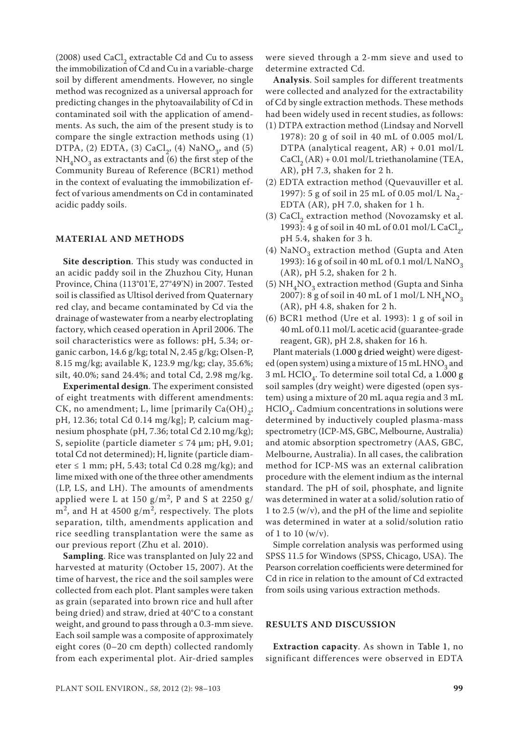(2008) used $CaCl_2$ extractable Cd and Cu to assess the immobilization of Cd and Cu in a variable-charge soil by different amendments. However, no single method was recognized as a universal approach for predicting changes in the phytoavailability of Cd in contaminated soil with the application of amendments. As such, the aim of the present study is to compare the single extraction methods using (1) DTPA, (2) EDTA, (3) $CaCl_2$, (4) $NaNO_3$, and (5) $NH_4NO_3$ as extractants and (6) the first step of the Community Bureau of Reference (BCR1) method in the context of evaluating the immobilization effect of various amendments on Cd in contaminated acidic paddy soils.

## MATERIAL AND METHODS

**Site description**. This study was conducted in an acidic paddy soil in the Zhuzhou City, Hunan Province, China (113°01'E, 27°49'N) in 2007. Tested soil is classified as Ultisol derived from Quaternary red clay, and became contaminated by Cd via the drainage of wastewater from a nearby electroplating factory, which ceased operation in April 2006. The soil characteristics were as follows: pH, 5.34; organic carbon, 14.6 g/kg; total N, 2.45 g/kg; Olsen-P, 8.15 mg/kg; available K, 123.9 mg/kg; clay, 35.6%; silt, 40.0%; sand 24.4%; and total Cd, 2.98 mg/kg.

**Experimental design**. The experiment consisted of eight treatments with different amendments: CK, no amendment; L, lime [primarily $Ca(OH)_2$; pH, 12.36; total Cd 0.14 mg/kg]; P, calcium magnesium phosphate (pH, 7.36; total Cd 2.10 mg/kg); S, sepiolite (particle diameter ≤ 74 μm; pH, 9.01; total Cd not determined); H, lignite (particle diameter ≤ 1 mm; pH, 5.43; total Cd 0.28 mg/kg); and lime mixed with one of the three other amendments (LP, LS, and LH). The amounts of amendments applied were L at 150 $g/m^2$, P and S at 2250 $g/m^2$, and H at 4500 $g/m^2$, respectively. The plots separation, tilth, amendments application and rice seedling transplantation were the same as our previous report (Zhu et al. 2010).

**Sampling**. Rice was transplanted on July 22 and harvested at maturity (October 15, 2007). At the time of harvest, the rice and the soil samples were collected from each plot. Plant samples were taken as grain (separated into brown rice and hull after being dried) and straw, dried at 40°C to a constant weight, and ground to pass through a 0.3-mm sieve. Each soil sample was a composite of approximately eight cores (0–20 cm depth) collected randomly from each experimental plot. Air-dried samples were sieved through a 2-mm sieve and used to determine extracted Cd.

**Analysis**. Soil samples for different treatments were collected and analyzed for the extractability of Cd by single extraction methods. These methods had been widely used in recent studies, as follows:

(1) DTPA extraction method (Lindsay and Norvell 1978): 20 g of soil in 40 mL of 0.005 mol/L DTPA (analytical reagent, AR) + 0.01 mol/L $CaCl_2$ (AR) + 0.01 mol/L triethanolamine (TEA, AR), pH 7.3, shaken for 2 h.

(2) EDTA extraction method (Quevauviller et al. 1997): 5 g of soil in 25 mL of 0.05 mol/L $Na_2$-EDTA (AR), pH 7.0, shaken for 1 h.

(3) $CaCl_2$ extraction method (Novozamsky et al. 1993): 4 g of soil in 40 mL of 0.01 mol/L $CaCl_2$, pH 5.4, shaken for 3 h.

(4) $NaNO_3$ extraction method (Gupta and Aten 1993): 16 g of soil in 40 mL of 0.1 mol/L $NaNO_3$ (AR), pH 5.2, shaken for 2 h.

(5) $NH_4NO_3$ extraction method (Gupta and Sinha 2007): 8 g of soil in 40 mL of 1 mol/L $NH_4NO_3$ (AR), pH 4.8, shaken for 2 h.

(6) BCR1 method (Ure et al. 1993): 1 g of soil in 40 mL of 0.11 mol/L acetic acid (guarantee-grade reagent, GR), pH 2.8, shaken for 16 h.

Plant materials (1.000 g dried weight) were digested (open system) using a mixture of 15 mL $HNO_3$ and 3 mL $HClO_4$. To determine soil total Cd, a 1.000 g soil samples (dry weight) were digested (open system) using a mixture of 20 mL aqua regia and 3 mL $HClO_4$. Cadmium concentrations in solutions were determined by inductively coupled plasma-mass spectrometry (ICP-MS, GBC, Melbourne, Australia) and atomic absorption spectrometry (AAS, GBC, Melbourne, Australia). In all cases, the calibration method for ICP-MS was an external calibration procedure with the element indium as the internal standard. The pH of soil, phosphate, and lignite was determined in water at a solid/solution ratio of 1 to 2.5 (w/v), and the pH of the lime and sepiolite was determined in water at a solid/solution ratio of 1 to 10 (w/v).

Simple correlation analysis was performed using SPSS 11.5 for Windows (SPSS, Chicago, USA). The Pearson correlation coefficients were determined for Cd in rice in relation to the amount of Cd extracted from soils using various extraction methods.

## RESULTS AND DISCUSSION

**Extraction capacity**. As shown in Table 1, no significant differences were observed in EDTA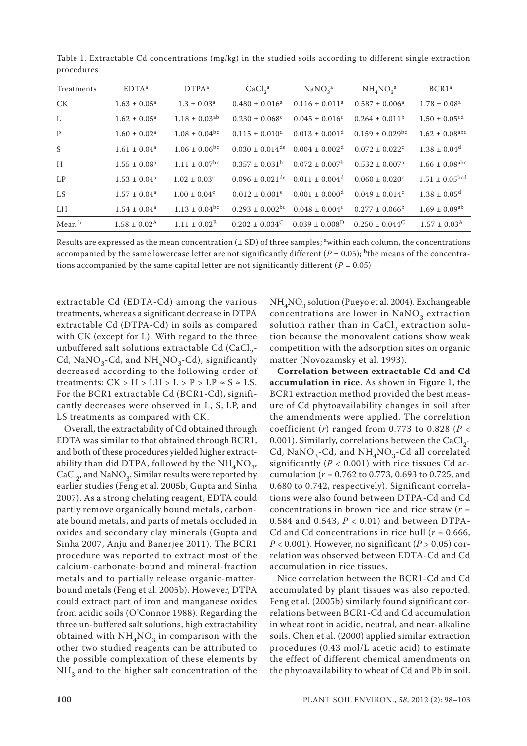Table 1. Extractable Cd concentrations (mg/kg) in the studied soils according to different single extraction procedures

| Treatments | EDTA[a] | DTPA[a] | $CaCl_2$[a] | $NaNO_3$[a] | $NH_4NO_3$[a] | BCR1[a] |
|---|---|---|---|---|---|---|
| CK | 1.63 ± 0.05[a] | 1.3 ± 0.03[a] | 0.480 ± 0.016[a] | 0.116 ± 0.011[a] | 0.587 ± 0.006[a] | 1.78 ± 0.08[a] |
| L | 1.62 ± 0.05[a] | 1.18 ± 0.03[ab] | 0.230 ± 0.068[c] | 0.045 ± 0.016[c] | 0.264 ± 0.011[b] | 1.50 ± 0.05[cd] |
| P | 1.60 ± 0.02[a] | 1.08 ± 0.04[bc] | 0.115 ± 0.010[d] | 0.013 ± 0.001[d] | 0.159 ± 0.029[bc] | 1.62 ± 0.08[abc] |
| S | 1.61 ± 0.04[a] | 1.06 ± 0.06[bc] | 0.030 ± 0.014[de] | 0.004 ± 0.002[d] | 0.072 ± 0.022[c] | 1.38 ± 0.04[d] |
| H | 1.55 ± 0.08[a] | 1.11 ± 0.07[bc] | 0.357 ± 0.031[b] | 0.072 ± 0.007[b] | 0.532 ± 0.007[a] | 1.66 ± 0.08[abc] |
| LP | 1.53 ± 0.04[a] | 1.02 ± 0.03[c] | 0.096 ± 0.021[de] | 0.011 ± 0.004[d] | 0.060 ± 0.020[c] | 1.51 ± 0.05[bcd] |
| LS | 1.57 ± 0.04[a] | 1.00 ± 0.04[c] | 0.012 ± 0.001[e] | 0.001 ± 0.000[d] | 0.049 ± 0.014[c] | 1.38 ± 0.05[d] |
| LH | 1.54 ± 0.04[a] | 1.13 ± 0.04[bc] | 0.293 ± 0.002[bc] | 0.048 ± 0.004[c] | 0.277 ± 0.066[b] | 1.69 ± 0.09[ab] |
| Mean[b] | 1.58 ± 0.02[A] | 1.11 ± 0.02[B] | 0.202 ± 0.034[C] | 0.039 ± 0.008[D] | 0.250 ± 0.044[C] | 1.57 ± 0.03[A] |

Results are expressed as the mean concentration (± SD) of three samples; [a]within each column, the concentrations accompanied by the same lowercase letter are not significantly different ($P = 0.05$); [b]the means of the concentrations accompanied by the same capital letter are not significantly different ($P = 0.05$)

extractable Cd (EDTA-Cd) among the various treatments, whereas a significant decrease in DTPA extractable Cd (DTPA-Cd) in soils as compared with CK (except for L). With regard to the three unbuffered salt solutions extractable Cd ($CaCl_2$-Cd, $NaNO_3$-Cd, and $NH_4NO_3$-Cd), significantly decreased according to the following order of treatments: CK > H > LH > L > P > LP ≈ S ≈ LS. For the BCR1 extractable Cd (BCR1-Cd), significantly decreases were observed in L, S, LP, and LS treatments as compared with CK.

Overall, the extractability of Cd obtained through EDTA was similar to that obtained through BCR1, and both of these procedures yielded higher extractability than did DTPA, followed by the $NH_4NO_3$, $CaCl_2$, and $NaNO_3$. Similar results were reported by earlier studies (Feng et al. 2005b, Gupta and Sinha 2007). As a strong chelating reagent, EDTA could partly remove organically bound metals, carbonate bound metals, and parts of metals occluded in oxides and secondary clay minerals (Gupta and Sinha 2007, Anju and Banerjee 2011). The BCR1 procedure was reported to extract most of the calcium-carbonate-bound and mineral-fraction metals and to partially release organic-matter-bound metals (Feng et al. 2005b). However, DTPA could extract part of iron and manganese oxides from acidic soils (O'Connor 1988). Regarding the three un-buffered salt solutions, high extractability obtained with $NH_4NO_3$ in comparison with the other two studied reagents can be attributed to the possible complexation of these elements by $NH_3$ and to the higher salt concentration of the $NH_4NO_3$ solution (Pueyo et al. 2004). Exchangeable concentrations are lower in $NaNO_3$ extraction solution rather than in $CaCl_2$ extraction solution because the monovalent cations show weak competition with the adsorption sites on organic matter (Novozamsky et al. 1993).

**Correlation between extractable Cd and Cd accumulation in rice**. As shown in Figure 1, the BCR1 extraction method provided the best measure of Cd phytoavailability changes in soil after the amendments were applied. The correlation coefficient ($r$) ranged from 0.773 to 0.828 ($P < 0.001$). Similarly, correlations between the $CaCl_2$-Cd, $NaNO_3$-Cd, and $NH_4NO_3$-Cd all correlated significantly ($P < 0.001$) with rice tissues Cd accumulation ($r$ = 0.762 to 0.773, 0.693 to 0.725, and 0.680 to 0.742, respectively). Significant correlations were also found between DTPA-Cd and Cd concentrations in brown rice and rice straw ($r$ = 0.584 and 0.543, $P < 0.01$) and between DTPA-Cd and Cd concentrations in rice hull ($r$ = 0.666, $P < 0.001$). However, no significant ($P > 0.05$) correlation was observed between EDTA-Cd and Cd accumulation in rice tissues.

Nice correlation between the BCR1-Cd and Cd accumulated by plant tissues was also reported. Feng et al. (2005b) similarly found significant correlations between BCR1-Cd and Cd accumulation in wheat root in acidic, neutral, and near-alkaline soils. Chen et al. (2000) applied similar extraction procedures (0.43 mol/L acetic acid) to estimate the effect of different chemical amendments on the phytoavailability to wheat of Cd and Pb in soil.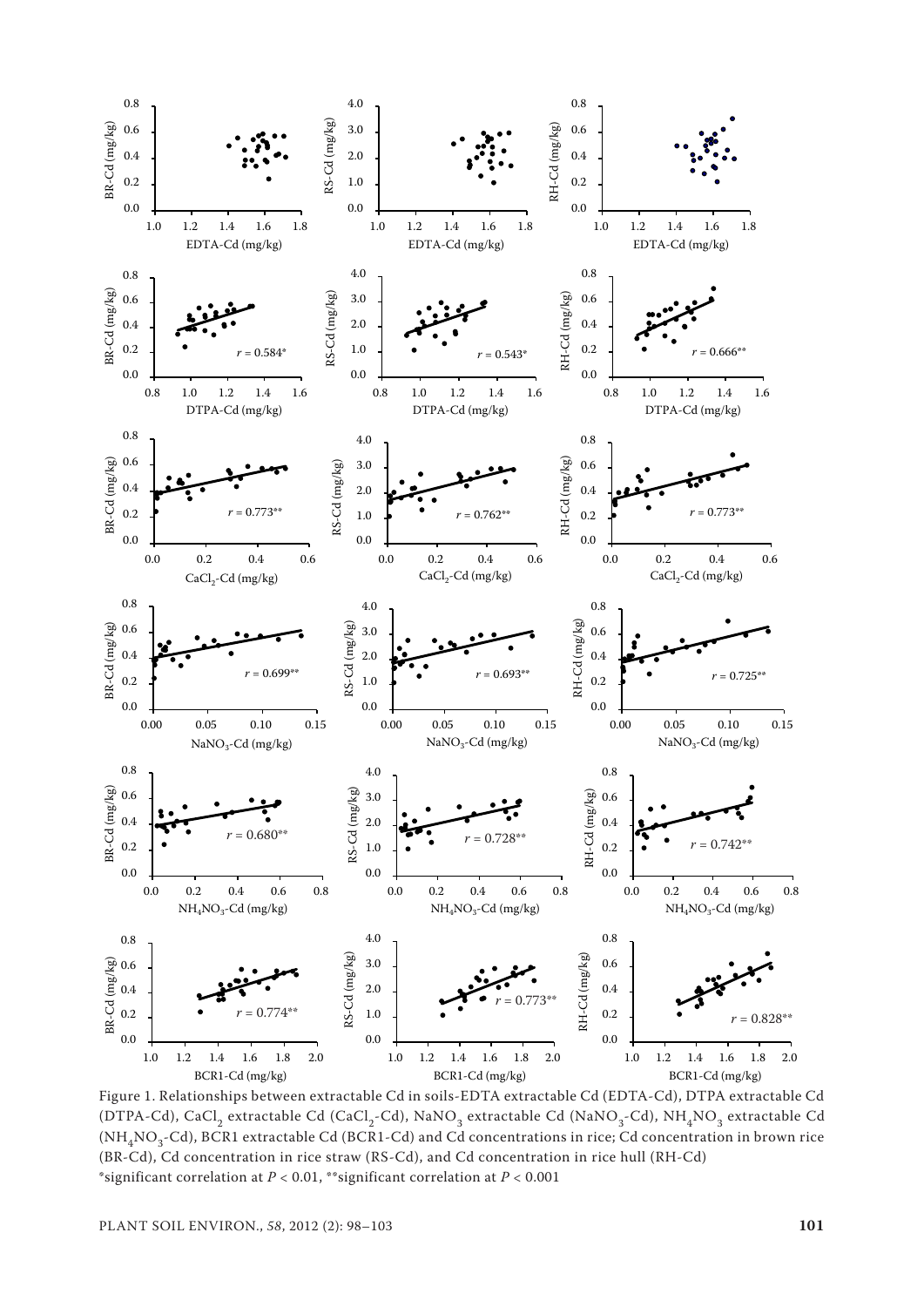Figure 1. Relationships between extractable Cd in soils-EDTA extractable Cd (EDTA-Cd), DTPA extractable Cd (DTPA-Cd), $CaCl_2$ extractable Cd ($CaCl_2$-Cd), $NaNO_3$ extractable Cd ($NaNO_3$-Cd), $NH_4NO_3$ extractable Cd ($NH_4NO_3$-Cd), BCR1 extractable Cd (BCR1-Cd) and Cd concentrations in rice; Cd concentration in brown rice (BR-Cd), Cd concentration in rice straw (RS-Cd), and Cd concentration in rice hull (RH-Cd)
*significant correlation at $P < 0.01$, **significant correlation at $P < 0.001$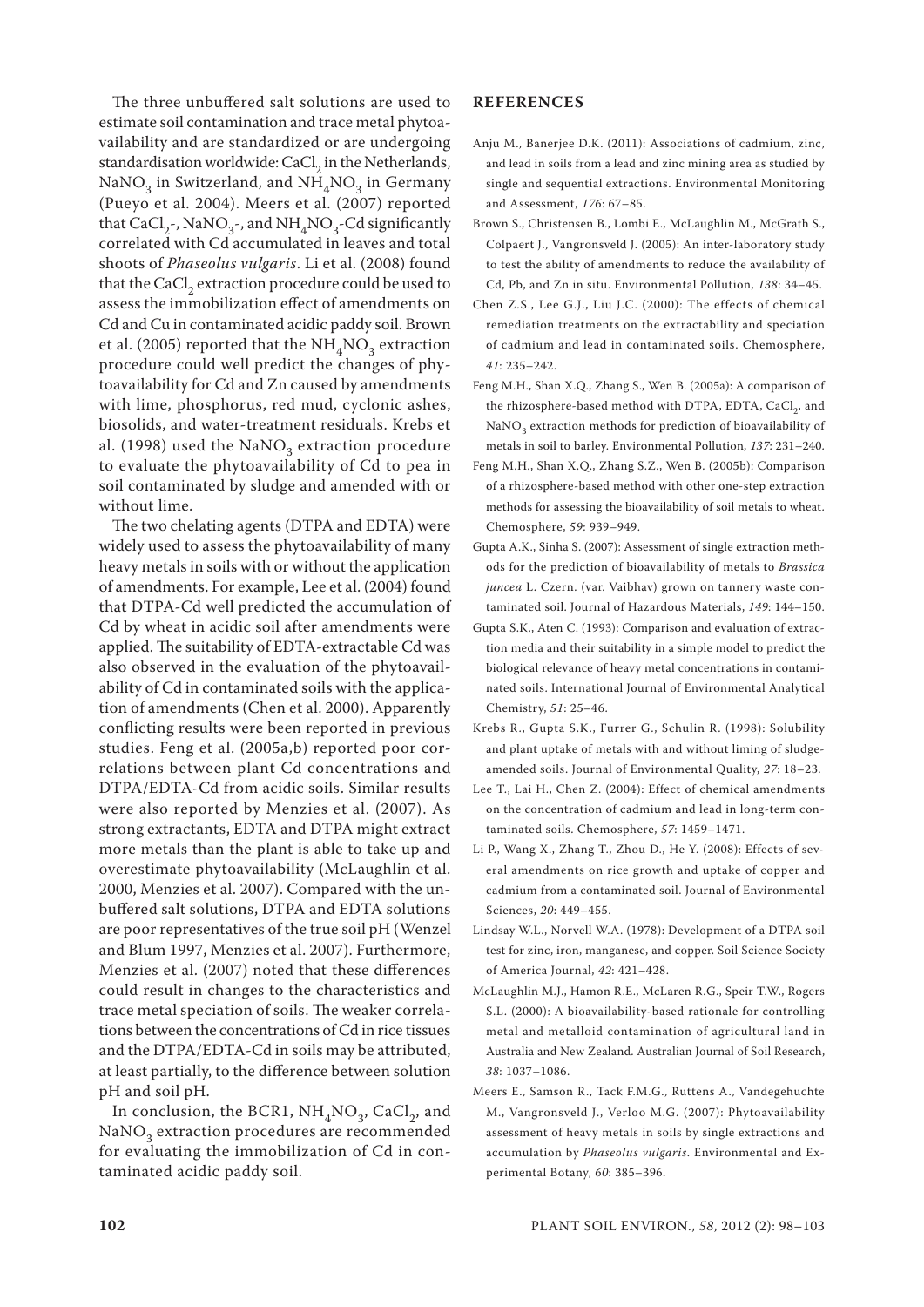The three unbuffered salt solutions are used to estimate soil contamination and trace metal phytoavailability and are standardized or are undergoing standardisation worldwide: $CaCl_2$ in the Netherlands, $NaNO_3$ in Switzerland, and $NH_4NO_3$ in Germany (Pueyo et al. 2004). Meers et al. (2007) reported that $CaCl_2$-, $NaNO_3$-, and $NH_4NO_3$-Cd significantly correlated with Cd accumulated in leaves and total shoots of *Phaseolus vulgaris*. Li et al. (2008) found that the $CaCl_2$ extraction procedure could be used to assess the immobilization effect of amendments on Cd and Cu in contaminated acidic paddy soil. Brown et al. (2005) reported that the $NH_4NO_3$ extraction procedure could well predict the changes of phytoavailability for Cd and Zn caused by amendments with lime, phosphorus, red mud, cyclonic ashes, biosolids, and water-treatment residuals. Krebs et al. (1998) used the $NaNO_3$ extraction procedure to evaluate the phytoavailability of Cd to pea in soil contaminated by sludge and amended with or without lime.

The two chelating agents (DTPA and EDTA) were widely used to assess the phytoavailability of many heavy metals in soils with or without the application of amendments. For example, Lee et al. (2004) found that DTPA-Cd well predicted the accumulation of Cd by wheat in acidic soil after amendments were applied. The suitability of EDTA-extractable Cd was also observed in the evaluation of the phytoavailability of Cd in contaminated soils with the application of amendments (Chen et al. 2000). Apparently conflicting results were been reported in previous studies. Feng et al. (2005a,b) reported poor correlations between plant Cd concentrations and DTPA/EDTA-Cd from acidic soils. Similar results were also reported by Menzies et al. (2007). As strong extractants, EDTA and DTPA might extract more metals than the plant is able to take up and overestimate phytoavailability (McLaughlin et al. 2000, Menzies et al. 2007). Compared with the unbuffered salt solutions, DTPA and EDTA solutions are poor representatives of the true soil pH (Wenzel and Blum 1997, Menzies et al. 2007). Furthermore, Menzies et al. (2007) noted that these differences could result in changes to the characteristics and trace metal speciation of soils. The weaker correlations between the concentrations of Cd in rice tissues and the DTPA/EDTA-Cd in soils may be attributed, at least partially, to the difference between solution pH and soil pH.

In conclusion, the BCR1, $NH_4NO_3$, $CaCl_2$, and $NaNO_3$ extraction procedures are recommended for evaluating the immobilization of Cd in contaminated acidic paddy soil.

## REFERENCES

Anju M., Banerjee D.K. (2011): Associations of cadmium, zinc, and lead in soils from a lead and zinc mining area as studied by single and sequential extractions. Environmental Monitoring and Assessment, *176*: 67–85.

Brown S., Christensen B., Lombi E., McLaughlin M., McGrath S., Colpaert J., Vangronsveld J. (2005): An inter-laboratory study to test the ability of amendments to reduce the availability of Cd, Pb, and Zn in situ. Environmental Pollution, *138*: 34–45.

Chen Z.S., Lee G.J., Liu J.C. (2000): The effects of chemical remediation treatments on the extractability and speciation of cadmium and lead in contaminated soils. Chemosphere, *41*: 235–242.

Feng M.H., Shan X.Q., Zhang S., Wen B. (2005a): A comparison of the rhizosphere-based method with DTPA, EDTA, $CaCl_2$, and $NaNO_3$ extraction methods for prediction of bioavailability of metals in soil to barley. Environmental Pollution, *137*: 231–240.

Feng M.H., Shan X.Q., Zhang S.Z., Wen B. (2005b): Comparison of a rhizosphere-based method with other one-step extraction methods for assessing the bioavailability of soil metals to wheat. Chemosphere, *59*: 939–949.

Gupta A.K., Sinha S. (2007): Assessment of single extraction methods for the prediction of bioavailability of metals to *Brassica juncea* L. Czern. (var. Vaibhav) grown on tannery waste contaminated soil. Journal of Hazardous Materials, *149*: 144–150.

Gupta S.K., Aten C. (1993): Comparison and evaluation of extraction media and their suitability in a simple model to predict the biological relevance of heavy metal concentrations in contaminated soils. International Journal of Environmental Analytical Chemistry, *51*: 25–46.

Krebs R., Gupta S.K., Furrer G., Schulin R. (1998): Solubility and plant uptake of metals with and without liming of sludge-amended soils. Journal of Environmental Quality, *27*: 18–23.

Lee T., Lai H., Chen Z. (2004): Effect of chemical amendments on the concentration of cadmium and lead in long-term contaminated soils. Chemosphere, *57*: 1459–1471.

Li P., Wang X., Zhang T., Zhou D., He Y. (2008): Effects of several amendments on rice growth and uptake of copper and cadmium from a contaminated soil. Journal of Environmental Sciences, *20*: 449–455.

Lindsay W.L., Norvell W.A. (1978): Development of a DTPA soil test for zinc, iron, manganese, and copper. Soil Science Society of America Journal, *42*: 421–428.

McLaughlin M.J., Hamon R.E., McLaren R.G., Speir T.W., Rogers S.L. (2000): A bioavailability-based rationale for controlling metal and metalloid contamination of agricultural land in Australia and New Zealand. Australian Journal of Soil Research, *38*: 1037–1086.

Meers E., Samson R., Tack F.M.G., Ruttens A., Vandegehuchte M., Vangronsveld J., Verloo M.G. (2007): Phytoavailability assessment of heavy metals in soils by single extractions and accumulation by *Phaseolus vulgaris*. Environmental and Experimental Botany, *60*: 385–396.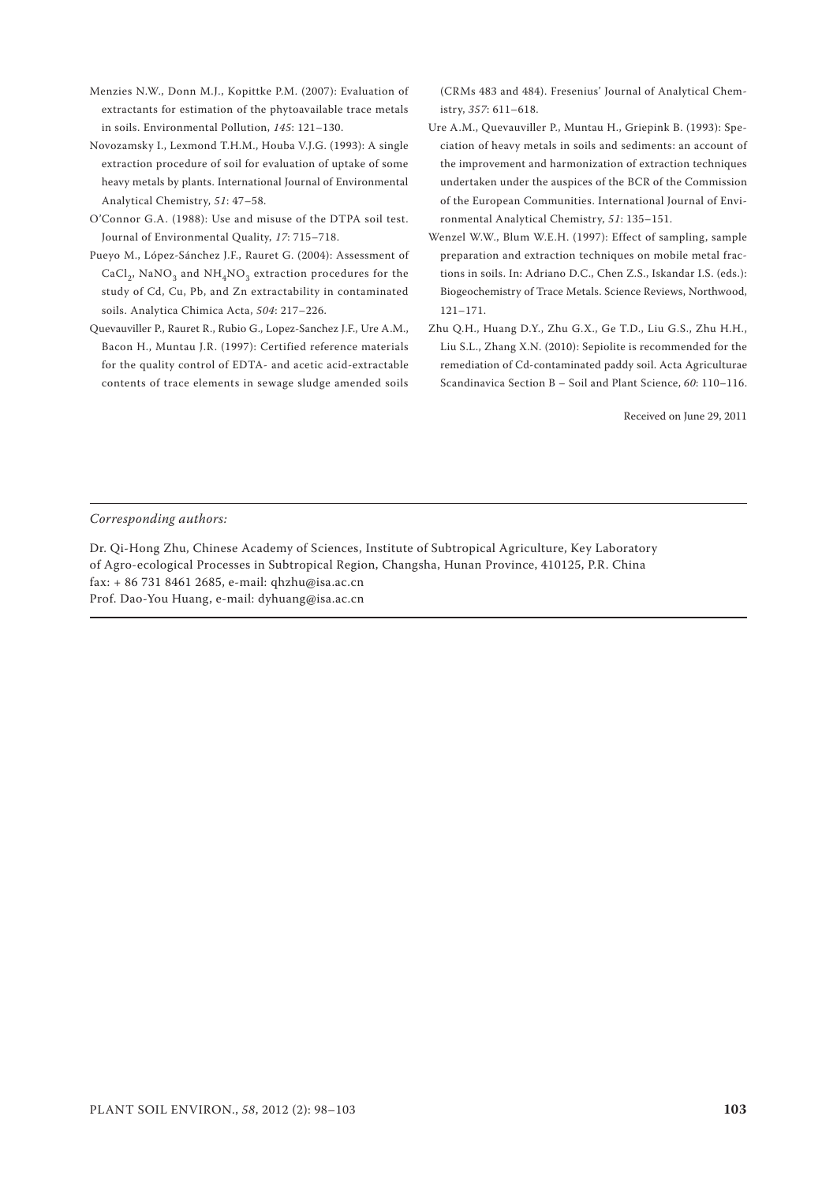Menzies N.W., Donn M.J., Kopittke P.M. (2007): Evaluation of extractants for estimation of the phytoavailable trace metals in soils. Environmental Pollution, *145*: 121–130.

Novozamsky I., Lexmond T.H.M., Houba V.J.G. (1993): A single extraction procedure of soil for evaluation of uptake of some heavy metals by plants. International Journal of Environmental Analytical Chemistry, *51*: 47–58.

O'Connor G.A. (1988): Use and misuse of the DTPA soil test. Journal of Environmental Quality, *17*: 715–718.

Pueyo M., López-Sánchez J.F., Rauret G. (2004): Assessment of $CaCl_2$, $NaNO_3$ and $NH_4NO_3$ extraction procedures for the study of Cd, Cu, Pb, and Zn extractability in contaminated soils. Analytica Chimica Acta, *504*: 217–226.

Quevauviller P., Rauret R., Rubio G., Lopez-Sanchez J.F., Ure A.M., Bacon H., Muntau J.R. (1997): Certified reference materials for the quality control of EDTA- and acetic acid-extractable contents of trace elements in sewage sludge amended soils (CRMs 483 and 484). Fresenius' Journal of Analytical Chemistry, *357*: 611–618.

Ure A.M., Quevauviller P., Muntau H., Griepink B. (1993): Speciation of heavy metals in soils and sediments: an account of the improvement and harmonization of extraction techniques undertaken under the auspices of the BCR of the Commission of the European Communities. International Journal of Environmental Analytical Chemistry, *51*: 135–151.

Wenzel W.W., Blum W.E.H. (1997): Effect of sampling, sample preparation and extraction techniques on mobile metal fractions in soils. In: Adriano D.C., Chen Z.S., Iskandar I.S. (eds.): Biogeochemistry of Trace Metals. Science Reviews, Northwood, 121–171.

Zhu Q.H., Huang D.Y., Zhu G.X., Ge T.D., Liu G.S., Zhu H.H., Liu S.L., Zhang X.N. (2010): Sepiolite is recommended for the remediation of Cd-contaminated paddy soil. Acta Agriculturae Scandinavica Section B – Soil and Plant Science, *60*: 110–116.

Received on June 29, 2011

*Corresponding authors:*

Dr. Qi-Hong Zhu, Chinese Academy of Sciences, Institute of Subtropical Agriculture, Key Laboratory of Agro-ecological Processes in Subtropical Region, Changsha, Hunan Province, 410125, P.R. China
fax: + 86 731 8461 2685, e-mail: qhzhu@isa.ac.cn
Prof. Dao-You Huang, e-mail: dyhuang@isa.ac.cn